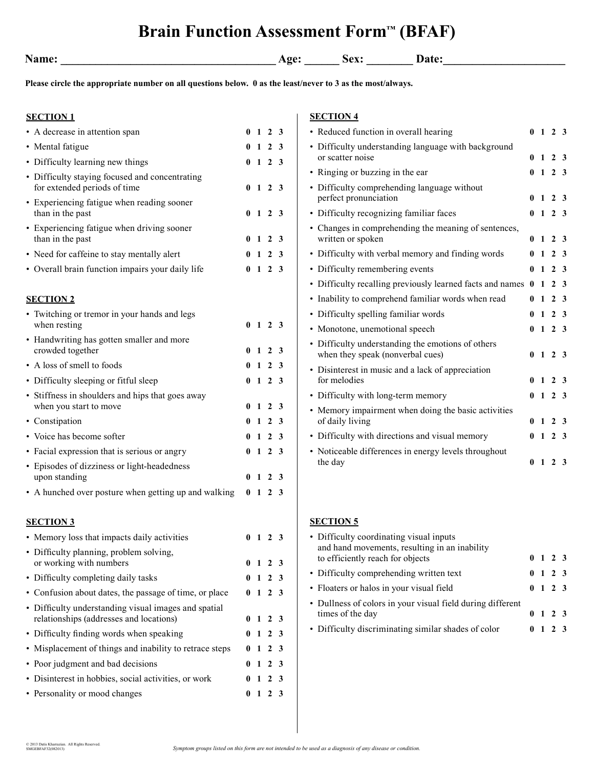# Brain Function Assessment Form™ (BFAF)

**Name:** ______________________________ **Age:** ______ **Sex:** ________ **Date:** ____________________

**Please circle the appropriate number on all questions below. 0 as the least/never to 3 as the most/always.**

## SECTION 1

| Item | Score |
|---|---|
| • A decrease in attention span | 0 1 2 3 |
| • Mental fatigue | 0 1 2 3 |
| • Difficulty learning new things | 0 1 2 3 |
| • Difficulty staying focused and concentrating for extended periods of time | 0 1 2 3 |
| • Experiencing fatigue when reading sooner than in the past | 0 1 2 3 |
| • Experiencing fatigue when driving sooner than in the past | 0 1 2 3 |
| • Need for caffeine to stay mentally alert | 0 1 2 3 |
| • Overall brain function impairs your daily life | 0 1 2 3 |

## SECTION 2

| Item | Score |
|---|---|
| • Twitching or tremor in your hands and legs when resting | 0 1 2 3 |
| • Handwriting has gotten smaller and more crowded together | 0 1 2 3 |
| • A loss of smell to foods | 0 1 2 3 |
| • Difficulty sleeping or fitful sleep | 0 1 2 3 |
| • Stiffness in shoulders and hips that goes away when you start to move | 0 1 2 3 |
| • Constipation | 0 1 2 3 |
| • Voice has become softer | 0 1 2 3 |
| • Facial expression that is serious or angry | 0 1 2 3 |
| • Episodes of dizziness or light-headedness upon standing | 0 1 2 3 |
| • A hunched over posture when getting up and walking | 0 1 2 3 |

## SECTION 3

| Item | Score |
|---|---|
| • Memory loss that impacts daily activities | 0 1 2 3 |
| • Difficulty planning, problem solving, or working with numbers | 0 1 2 3 |
| • Difficulty completing daily tasks | 0 1 2 3 |
| • Confusion about dates, the passage of time, or place | 0 1 2 3 |
| • Difficulty understanding visual images and spatial relationships (addresses and locations) | 0 1 2 3 |
| • Difficulty finding words when speaking | 0 1 2 3 |
| • Misplacement of things and inability to retrace steps | 0 1 2 3 |
| • Poor judgment and bad decisions | 0 1 2 3 |
| • Disinterest in hobbies, social activities, or work | 0 1 2 3 |
| • Personality or mood changes | 0 1 2 3 |

## SECTION 4

| Item | Score |
|---|---|
| • Reduced function in overall hearing | 0 1 2 3 |
| • Difficulty understanding language with background or scatter noise | 0 1 2 3 |
| • Ringing or buzzing in the ear | 0 1 2 3 |
| • Difficulty comprehending language without perfect pronunciation | 0 1 2 3 |
| • Difficulty recognizing familiar faces | 0 1 2 3 |
| • Changes in comprehending the meaning of sentences, written or spoken | 0 1 2 3 |
| • Difficulty with verbal memory and finding words | 0 1 2 3 |
| • Difficulty remembering events | 0 1 2 3 |
| • Difficulty recalling previously learned facts and names | 0 1 2 3 |
| • Inability to comprehend familiar words when read | 0 1 2 3 |
| • Difficulty spelling familiar words | 0 1 2 3 |
| • Monotone, unemotional speech | 0 1 2 3 |
| • Difficulty understanding the emotions of others when they speak (nonverbal cues) | 0 1 2 3 |
| • Disinterest in music and a lack of appreciation for melodies | 0 1 2 3 |
| • Difficulty with long-term memory | 0 1 2 3 |
| • Memory impairment when doing the basic activities of daily living | 0 1 2 3 |
| • Difficulty with directions and visual memory | 0 1 2 3 |
| • Noticeable differences in energy levels throughout the day | 0 1 2 3 |

## SECTION 5

| Item | Score |
|---|---|
| • Difficulty coordinating visual inputs and hand movements, resulting in an inability to efficiently reach for objects | 0 1 2 3 |
| • Difficulty comprehending written text | 0 1 2 3 |
| • Floaters or halos in your visual field | 0 1 2 3 |
| • Dullness of colors in your visual field during different times of the day | 0 1 2 3 |
| • Difficulty discriminating similar shades of color | 0 1 2 3 |

© 2013 Datis Kharrazian. All Rights Reserved.
SMGEBFAF32(082013)

*Symptom groups listed on this form are not intended to be used as a diagnosis of any disease or condition.*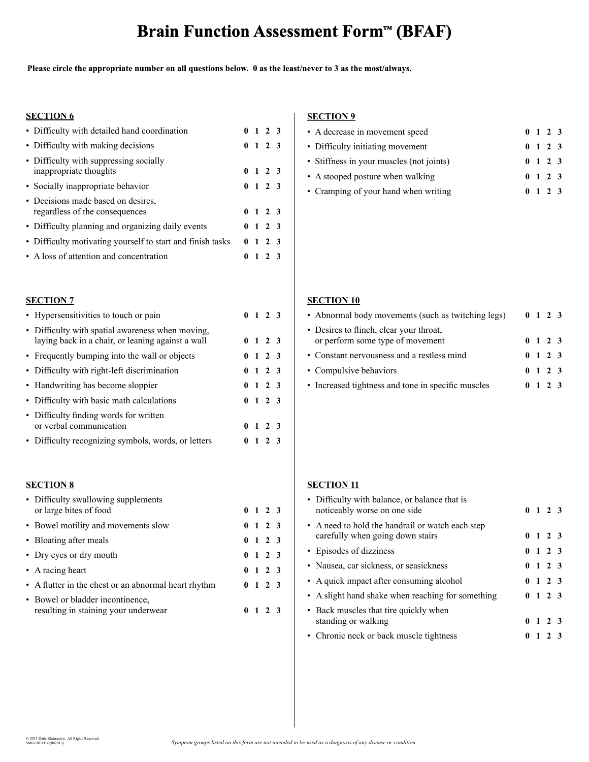# Brain Function Assessment Form™ (BFAF)

**Please circle the appropriate number on all questions below. 0 as the least/never to 3 as the most/always.**

## SECTION 6

| | |
|---|---|
| • Difficulty with detailed hand coordination | **0 1 2 3** |
| • Difficulty with making decisions | **0 1 2 3** |
| • Difficulty with suppressing socially inappropriate thoughts | **0 1 2 3** |
| • Socially inappropriate behavior | **0 1 2 3** |
| • Decisions made based on desires, regardless of the consequences | **0 1 2 3** |
| • Difficulty planning and organizing daily events | **0 1 2 3** |
| • Difficulty motivating yourself to start and finish tasks | **0 1 2 3** |
| • A loss of attention and concentration | **0 1 2 3** |

## SECTION 7

| | |
|---|---|
| • Hypersensitivities to touch or pain | **0 1 2 3** |
| • Difficulty with spatial awareness when moving, laying back in a chair, or leaning against a wall | **0 1 2 3** |
| • Frequently bumping into the wall or objects | **0 1 2 3** |
| • Difficulty with right-left discrimination | **0 1 2 3** |
| • Handwriting has become sloppier | **0 1 2 3** |
| • Difficulty with basic math calculations | **0 1 2 3** |
| • Difficulty finding words for written or verbal communication | **0 1 2 3** |
| • Difficulty recognizing symbols, words, or letters | **0 1 2 3** |

## SECTION 8

| | |
|---|---|
| • Difficulty swallowing supplements or large bites of food | **0 1 2 3** |
| • Bowel motility and movements slow | **0 1 2 3** |
| • Bloating after meals | **0 1 2 3** |
| • Dry eyes or dry mouth | **0 1 2 3** |
| • A racing heart | **0 1 2 3** |
| • A flutter in the chest or an abnormal heart rhythm | **0 1 2 3** |
| • Bowel or bladder incontinence, resulting in staining your underwear | **0 1 2 3** |

## SECTION 9

| | |
|---|---|
| • A decrease in movement speed | **0 1 2 3** |
| • Difficulty initiating movement | **0 1 2 3** |
| • Stiffness in your muscles (not joints) | **0 1 2 3** |
| • A stooped posture when walking | **0 1 2 3** |
| • Cramping of your hand when writing | **0 1 2 3** |

## SECTION 10

| | |
|---|---|
| • Abnormal body movements (such as twitching legs) | **0 1 2 3** |
| • Desires to flinch, clear your throat, or perform some type of movement | **0 1 2 3** |
| • Constant nervousness and a restless mind | **0 1 2 3** |
| • Compulsive behaviors | **0 1 2 3** |
| • Increased tightness and tone in specific muscles | **0 1 2 3** |

## SECTION 11

| | |
|---|---|
| • Difficulty with balance, or balance that is noticeably worse on one side | **0 1 2 3** |
| • A need to hold the handrail or watch each step carefully when going down stairs | **0 1 2 3** |
| • Episodes of dizziness | **0 1 2 3** |
| • Nausea, car sickness, or seasickness | **0 1 2 3** |
| • A quick impact after consuming alcohol | **0 1 2 3** |
| • A slight hand shake when reaching for something | **0 1 2 3** |
| • Back muscles that tire quickly when standing or walking | **0 1 2 3** |
| • Chronic neck or back muscle tightness | **0 1 2 3** |

© 2013 Datis Kharrazian. All Rights Reserved.
SMGEBFAF32(082013)

*Symptom groups listed on this form are not intended to be used as a diagnosis of any disease or condition.*